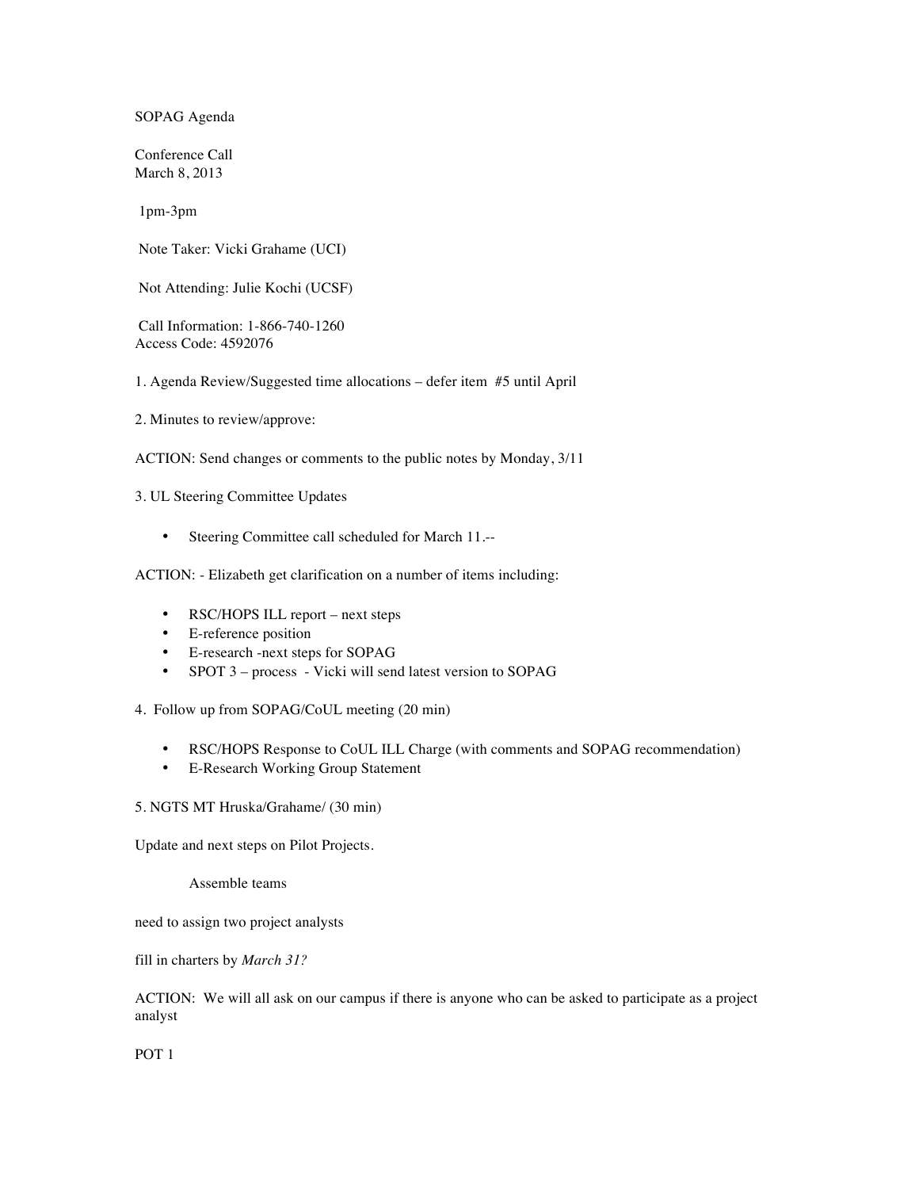SOPAG Agenda

Conference Call
March 8, 2013

1pm-3pm

Note Taker: Vicki Grahame (UCI)

Not Attending: Julie Kochi (UCSF)

Call Information: 1-866-740-1260
Access Code: 4592076

1. Agenda Review/Suggested time allocations – defer item #5 until April

2. Minutes to review/approve:

ACTION: Send changes or comments to the public notes by Monday, 3/11

3. UL Steering Committee Updates

- Steering Committee call scheduled for March 11.--

ACTION: - Elizabeth get clarification on a number of items including:

- RSC/HOPS ILL report – next steps
- E-reference position
- E-research -next steps for SOPAG
- SPOT 3 – process - Vicki will send latest version to SOPAG

4. Follow up from SOPAG/CoUL meeting (20 min)

- RSC/HOPS Response to CoUL ILL Charge (with comments and SOPAG recommendation)
- E-Research Working Group Statement

5. NGTS MT Hruska/Grahame/ (30 min)

Update and next steps on Pilot Projects.

Assemble teams

need to assign two project analysts

fill in charters by *March 31?*

ACTION: We will all ask on our campus if there is anyone who can be asked to participate as a project analyst

POT 1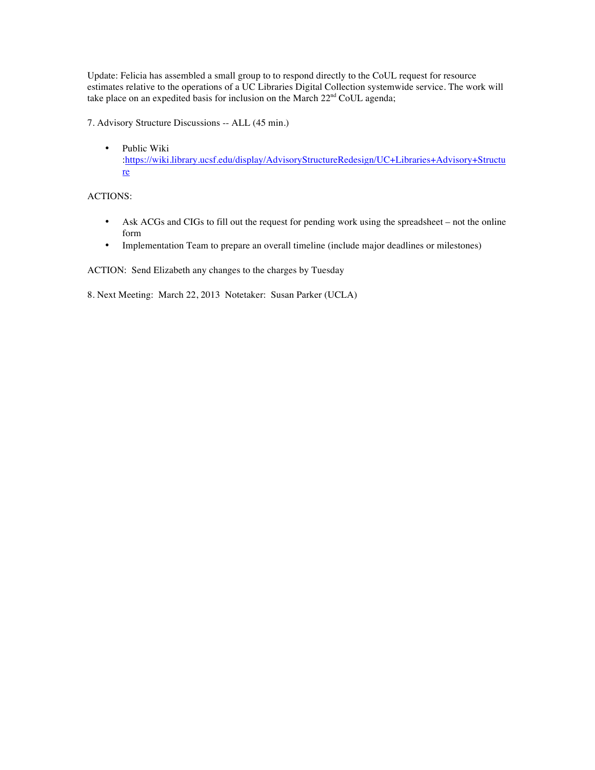Update: Felicia has assembled a small group to to respond directly to the CoUL request for resource estimates relative to the operations of a UC Libraries Digital Collection systemwide service. The work will take place on an expedited basis for inclusion on the March 22nd CoUL agenda;

7. Advisory Structure Discussions -- ALL (45 min.)

- Public Wiki :https://wiki.library.ucsf.edu/display/AdvisoryStructureRedesign/UC+Libraries+Advisory+Structure

ACTIONS:

- Ask ACGs and CIGs to fill out the request for pending work using the spreadsheet – not the online form
- Implementation Team to prepare an overall timeline (include major deadlines or milestones)

ACTION: Send Elizabeth any changes to the charges by Tuesday

8. Next Meeting: March 22, 2013 Notetaker: Susan Parker (UCLA)